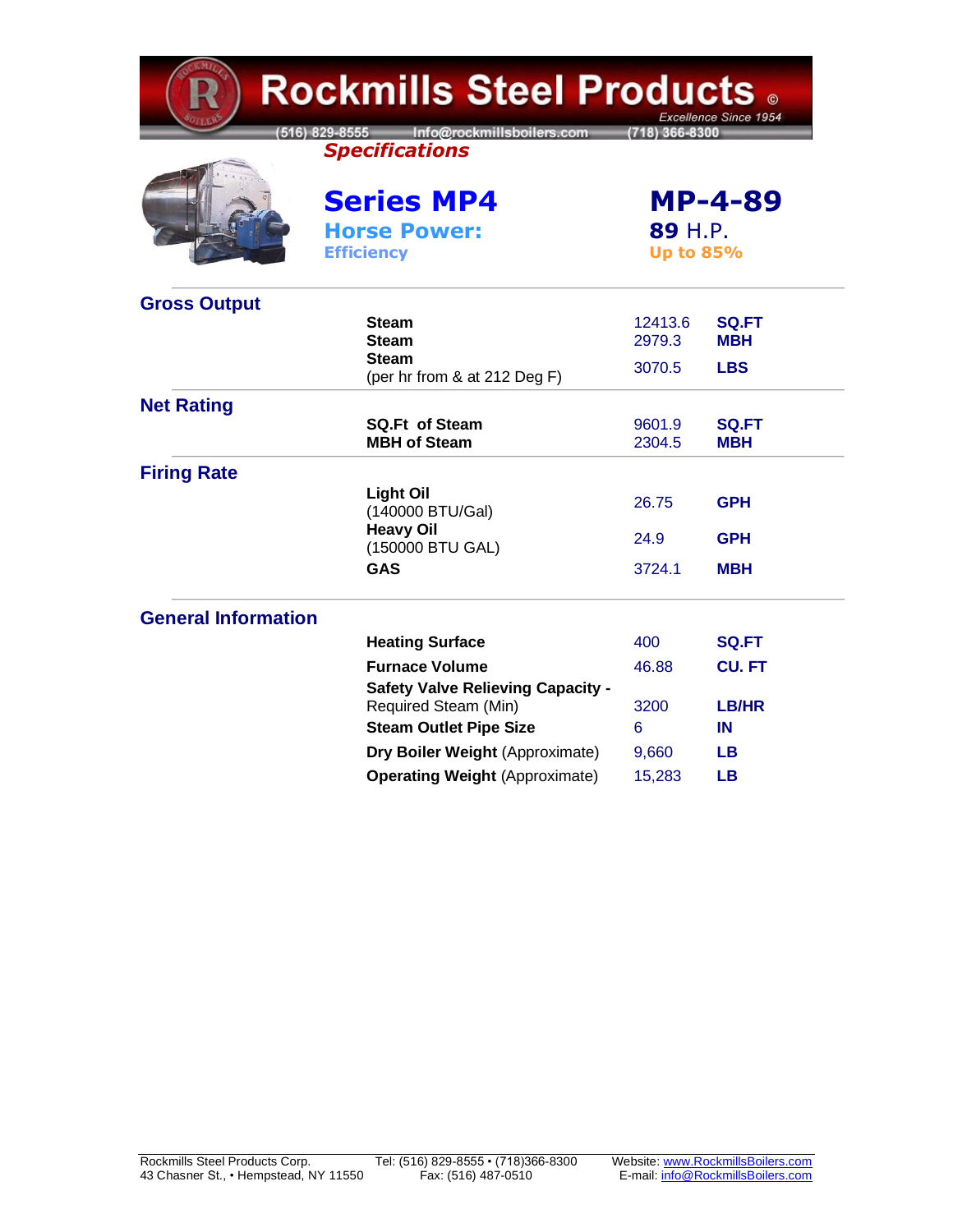# Rockmills Steel Products ©

*Excellence Since 1954*

(516) 829-8555 Info@rockmillsboilers.com (718) 366-8300

***Specifications***

## Series MP4 — MP-4-89

**Horse Power:** **89** H.P.

**Efficiency:** Up to 85%

### Gross Output

| | | |
|---|---|---|
| **Steam** | 12413.6 | **SQ.FT** |
| **Steam** | 2979.3 | **MBH** |
| **Steam** (per hr from & at 212 Deg F) | 3070.5 | **LBS** |

### Net Rating

| | | |
|---|---|---|
| **SQ.Ft of Steam** | 9601.9 | **SQ.FT** |
| **MBH of Steam** | 2304.5 | **MBH** |

### Firing Rate

| | | |
|---|---|---|
| **Light Oil** (140000 BTU/Gal) | 26.75 | **GPH** |
| **Heavy Oil** (150000 BTU GAL) | 24.9 | **GPH** |
| **GAS** | 3724.1 | **MBH** |

### General Information

| | | |
|---|---|---|
| **Heating Surface** | 400 | **SQ.FT** |
| **Furnace Volume** | 46.88 | **CU. FT** |
| **Safety Valve Relieving Capacity -** Required Steam (Min) | 3200 | **LB/HR** |
| **Steam Outlet Pipe Size** | 6 | **IN** |
| **Dry Boiler Weight** (Approximate) | 9,660 | **LB** |
| **Operating Weight** (Approximate) | 15,283 | **LB** |

Rockmills Steel Products Corp.
43 Chasner St., • Hempstead, NY 11550

Tel: (516) 829-8555 • (718)366-8300
Fax: (516) 487-0510

Website: www.RockmillsBoilers.com
E-mail: info@RockmillsBoilers.com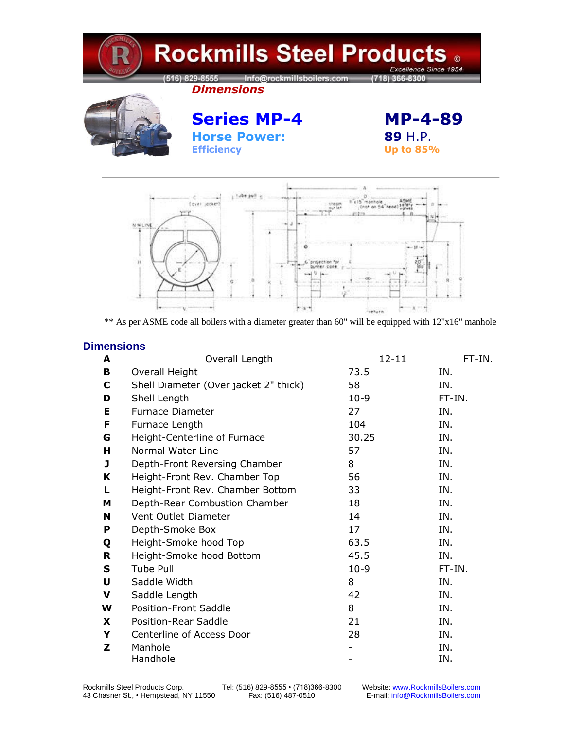# Rockmills Steel Products

Excellence Since 1954

(516) 829-8555 Info@rockmillsboilers.com (718) 366-8300

## Dimensions

## Series MP-4

**MP-4-89**

**Horse Power:** **89** H.P.

**Efficiency** Up to 85%

** As per ASME code all boilers with a diameter greater than 60" will be equipped with 12"x16" manhole

## Dimensions

| | | | |
|---|---|---|---|
| **A** | Overall Length | 12-11 | FT-IN. |
| **B** | Overall Height | 73.5 | IN. |
| **C** | Shell Diameter (Over jacket 2" thick) | 58 | IN. |
| **D** | Shell Length | 10-9 | FT-IN. |
| **E** | Furnace Diameter | 27 | IN. |
| **F** | Furnace Length | 104 | IN. |
| **G** | Height-Centerline of Furnace | 30.25 | IN. |
| **H** | Normal Water Line | 57 | IN. |
| **J** | Depth-Front Reversing Chamber | 8 | IN. |
| **K** | Height-Front Rev. Chamber Top | 56 | IN. |
| **L** | Height-Front Rev. Chamber Bottom | 33 | IN. |
| **M** | Depth-Rear Combustion Chamber | 18 | IN. |
| **N** | Vent Outlet Diameter | 14 | IN. |
| **P** | Depth-Smoke Box | 17 | IN. |
| **Q** | Height-Smoke hood Top | 63.5 | IN. |
| **R** | Height-Smoke hood Bottom | 45.5 | IN. |
| **S** | Tube Pull | 10-9 | FT-IN. |
| **U** | Saddle Width | 8 | IN. |
| **V** | Saddle Length | 42 | IN. |
| **W** | Position-Front Saddle | 8 | IN. |
| **X** | Position-Rear Saddle | 21 | IN. |
| **Y** | Centerline of Access Door | 28 | IN. |
| **Z** | Manhole | - | IN. |
| | Handhole | - | IN. |

Rockmills Steel Products Corp.
43 Chasner St., • Hempstead, NY 11550

Tel: (516) 829-8555 • (718)366-8300
Fax: (516) 487-0510

Website: www.RockmillsBoilers.com
E-mail: info@RockmillsBoilers.com